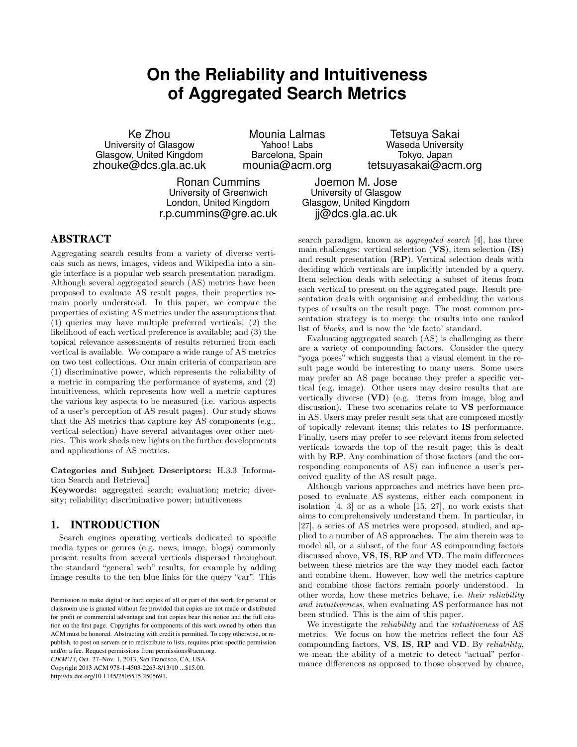# On the Reliability and Intuitiveness of Aggregated Search Metrics

Ke Zhou
University of Glasgow
Glasgow, United Kingdom
zhouke@dcs.gla.ac.uk

Mounia Lalmas
Yahoo! Labs
Barcelona, Spain
mounia@acm.org

Tetsuya Sakai
Waseda University
Tokyo, Japan
tetsuyasakai@acm.org

Ronan Cummins
University of Greenwich
London, United Kingdom
r.p.cummins@gre.ac.uk

Joemon M. Jose
University of Glasgow
Glasgow, United Kingdom
jj@dcs.gla.ac.uk

## ABSTRACT

Aggregating search results from a variety of diverse verticals such as news, images, videos and Wikipedia into a single interface is a popular web search presentation paradigm. Although several aggregated search (AS) metrics have been proposed to evaluate AS result pages, their properties remain poorly understood. In this paper, we compare the properties of existing AS metrics under the assumptions that (1) queries may have multiple preferred verticals; (2) the likelihood of each vertical preference is available; and (3) the topical relevance assessments of results returned from each vertical is available. We compare a wide range of AS metrics on two test collections. Our main criteria of comparison are (1) discriminative power, which represents the reliability of a metric in comparing the performance of systems, and (2) intuitiveness, which represents how well a metric captures the various key aspects to be measured (i.e. various aspects of a user's perception of AS result pages). Our study shows that the AS metrics that capture key AS components (e.g., vertical selection) have several advantages over other metrics. This work sheds new lights on the further developments and applications of AS metrics.

**Categories and Subject Descriptors:** H.3.3 [Information Search and Retrieval]

**Keywords:** aggregated search; evaluation; metric; diversity; reliability; discriminative power; intuitiveness

## 1. INTRODUCTION

Search engines operating verticals dedicated to specific media types or genres (e.g. news, image, blogs) commonly present results from several verticals dispersed throughout the standard "general web" results, for example by adding image results to the ten blue links for the query "car". This search paradigm, known as *aggregated search* [4], has three main challenges: vertical selection (**VS**), item selection (**IS**) and result presentation (**RP**). Vertical selection deals with deciding which verticals are implicitly intended by a query. Item selection deals with selecting a subset of items from each vertical to present on the aggregated page. Result presentation deals with organising and embedding the various types of results on the result page. The most common presentation strategy is to merge the results into one ranked list of *blocks*, and is now the 'de facto' standard.

Evaluating aggregated search (AS) is challenging as there are a variety of compounding factors. Consider the query "yoga poses" which suggests that a visual element in the result page would be interesting to many users. Some users may prefer an AS page because they prefer a specific vertical (e.g. image). Other users may desire results that are vertically diverse (**VD**) (e.g. items from image, blog and discussion). These two scenarios relate to **VS** performance in AS. Users may prefer result sets that are composed mostly of topically relevant items; this relates to **IS** performance. Finally, users may prefer to see relevant items from selected verticals towards the top of the result page; this is dealt with by **RP**. Any combination of those factors (and the corresponding components of AS) can influence a user's perceived quality of the AS result page.

Although various approaches and metrics have been proposed to evaluate AS systems, either each component in isolation [4, 3] or as a whole [15, 27], no work exists that aims to comprehensively understand them. In particular, in [27], a series of AS metrics were proposed, studied, and applied to a number of AS approaches. The aim therein was to model all, or a subset, of the four AS compounding factors discussed above, **VS**, **IS**, **RP** and **VD**. The main differences between these metrics are the way they model each factor and combine them. However, how well the metrics capture and combine those factors remain poorly understood. In other words, how these metrics behave, i.e. *their reliability and intuitiveness*, when evaluating AS performance has not been studied. This is the aim of this paper.

We investigate the *reliability* and the *intuitiveness* of AS metrics. We focus on how the metrics reflect the four AS compounding factors, **VS**, **IS**, **RP** and **VD**. By *reliability*, we mean the ability of a metric to detect "actual" performance differences as opposed to those observed by chance,

Permission to make digital or hard copies of all or part of this work for personal or classroom use is granted without fee provided that copies are not made or distributed for profit or commercial advantage and that copies bear this notice and the full citation on the first page. Copyrights for components of this work owned by others than ACM must be honored. Abstracting with credit is permitted. To copy otherwise, or republish, to post on servers or to redistribute to lists, requires prior specific permission and/or a fee. Request permissions from permissions@acm.org.
*CIKM'13,* Oct. 27–Nov. 1, 2013, San Francisco, CA, USA.
Copyright 2013 ACM 978-1-4503-2263-8/13/10 ...$15.00.
http://dx.doi.org/10.1145/2505515.2505691.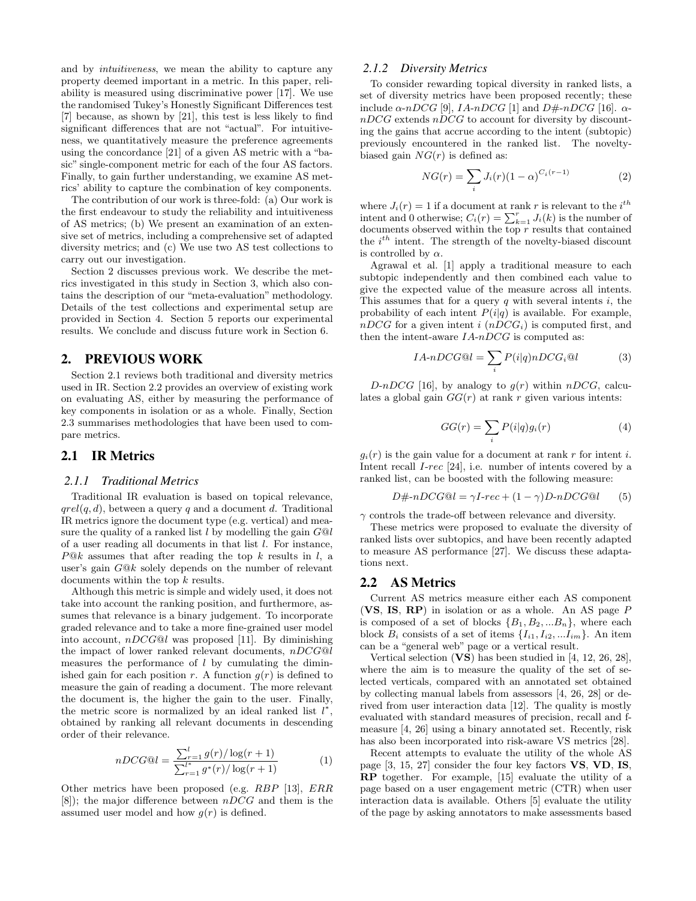and by *intuitiveness*, we mean the ability to capture any property deemed important in a metric. In this paper, reliability is measured using discriminative power [17]. We use the randomised Tukey's Honestly Significant Differences test [7] because, as shown by [21], this test is less likely to find significant differences that are not "actual". For intuitiveness, we quantitatively measure the preference agreements using the concordance [21] of a given AS metric with a "basic" single-component metric for each of the four AS factors. Finally, to gain further understanding, we examine AS metrics' ability to capture the combination of key components.

The contribution of our work is three-fold: (a) Our work is the first endeavour to study the reliability and intuitiveness of AS metrics; (b) We present an examination of an extensive set of metrics, including a comprehensive set of adapted diversity metrics; and (c) We use two AS test collections to carry out our investigation.

Section 2 discusses previous work. We describe the metrics investigated in this study in Section 3, which also contains the description of our "meta-evaluation" methodology. Details of the test collections and experimental setup are provided in Section 4. Section 5 reports our experimental results. We conclude and discuss future work in Section 6.

## 2. PREVIOUS WORK

Section 2.1 reviews both traditional and diversity metrics used in IR. Section 2.2 provides an overview of existing work on evaluating AS, either by measuring the performance of key components in isolation or as a whole. Finally, Section 2.3 summarises methodologies that have been used to compare metrics.

### 2.1 IR Metrics

#### 2.1.1 Traditional Metrics

Traditional IR evaluation is based on topical relevance, $qrel(q, d)$, between a query $q$ and a document $d$. Traditional IR metrics ignore the document type (e.g. vertical) and measure the quality of a ranked list $l$ by modelling the gain $G@l$ of a user reading all documents in that list $l$. For instance, $P@k$ assumes that after reading the top $k$ results in $l$, a user's gain $G@k$ solely depends on the number of relevant documents within the top $k$ results.

Although this metric is simple and widely used, it does not take into account the ranking position, and furthermore, assumes that relevance is a binary judgement. To incorporate graded relevance and to take a more fine-grained user model into account, $nDCG@l$ was proposed [11]. By diminishing the impact of lower ranked relevant documents, $nDCG@l$ measures the performance of $l$ by cumulating the diminished gain for each position $r$. A function $g(r)$ is defined to measure the gain of reading a document. The more relevant the document is, the higher the gain to the user. Finally, the metric score is normalized by an ideal ranked list $l^*$, obtained by ranking all relevant documents in descending order of their relevance.

$$nDCG@l = \frac{\sum_{r=1}^{l} g(r)/\log(r+1)}{\sum_{r=1}^{l^*} g^*(r)/\log(r+1)} \tag{1}$$

Other metrics have been proposed (e.g. $RBP$ [13], $ERR$ [8]); the major difference between $nDCG$ and them is the assumed user model and how $g(r)$ is defined.

#### 2.1.2 Diversity Metrics

To consider rewarding topical diversity in ranked lists, a set of diversity metrics have been proposed recently; these include $\alpha$-$nDCG$ [9], $IA$-$nDCG$ [1] and $D\#$-$nDCG$ [16]. $\alpha$-$nDCG$ extends $nDCG$ to account for diversity by discounting the gains that accrue according to the intent (subtopic) previously encountered in the ranked list. The novelty-biased gain $NG(r)$ is defined as:

$$NG(r) = \sum_i J_i(r)(1-\alpha)^{C_i(r-1)} \tag{2}$$

where $J_i(r) = 1$ if a document at rank $r$ is relevant to the $i^{th}$ intent and 0 otherwise; $C_i(r) = \sum_{k=1}^{r} J_i(k)$ is the number of documents observed within the top $r$ results that contained the $i^{th}$ intent. The strength of the novelty-biased discount is controlled by $\alpha$.

Agrawal et al. [1] apply a traditional measure to each subtopic independently and then combined each value to give the expected value of the measure across all intents. This assumes that for a query $q$ with several intents $i$, the probability of each intent $P(i|q)$ is available. For example, $nDCG$ for a given intent $i$ ($nDCG_i$) is computed first, and then the intent-aware $IA$-$nDCG$ is computed as:

$$IA\text{-}nDCG@l = \sum_i P(i|q) nDCG_i@l \tag{3}$$

$D$-$nDCG$ [16], by analogy to $g(r)$ within $nDCG$, calculates a global gain $GG(r)$ at rank $r$ given various intents:

$$GG(r) = \sum_i P(i|q) g_i(r) \tag{4}$$

$g_i(r)$ is the gain value for a document at rank $r$ for intent $i$. Intent recall $I$-$rec$ [24], i.e. number of intents covered by a ranked list, can be boosted with the following measure:

$$D\#\text{-}nDCG@l = \gamma I\text{-}rec + (1-\gamma) D\text{-}nDCG@l \tag{5}$$

$\gamma$ controls the trade-off between relevance and diversity.

These metrics were proposed to evaluate the diversity of ranked lists over subtopics, and have been recently adapted to measure AS performance [27]. We discuss these adaptations next.

### 2.2 AS Metrics

Current AS metrics measure either each AS component (**VS**, **IS**, **RP**) in isolation or as a whole. An AS page $P$ is composed of a set of blocks $\{B_1, B_2, ...B_n\}$, where each block $B_i$ consists of a set of items $\{I_{i1}, I_{i2}, ...I_{im}\}$. An item can be a "general web" page or a vertical result.

Vertical selection (**VS**) has been studied in [4, 12, 26, 28], where the aim is to measure the quality of the set of selected verticals, compared with an annotated set obtained by collecting manual labels from assessors [4, 26, 28] or derived from user interaction data [12]. The quality is mostly evaluated with standard measures of precision, recall and f-measure [4, 26] using a binary annotated set. Recently, risk has also been incorporated into risk-aware VS metrics [28].

Recent attempts to evaluate the utility of the whole AS page [3, 15, 27] consider the four key factors **VS**, **VD**, **IS**, **RP** together. For example, [15] evaluate the utility of a page based on a user engagement metric (CTR) when user interaction data is available. Others [5] evaluate the utility of the page by asking annotators to make assessments based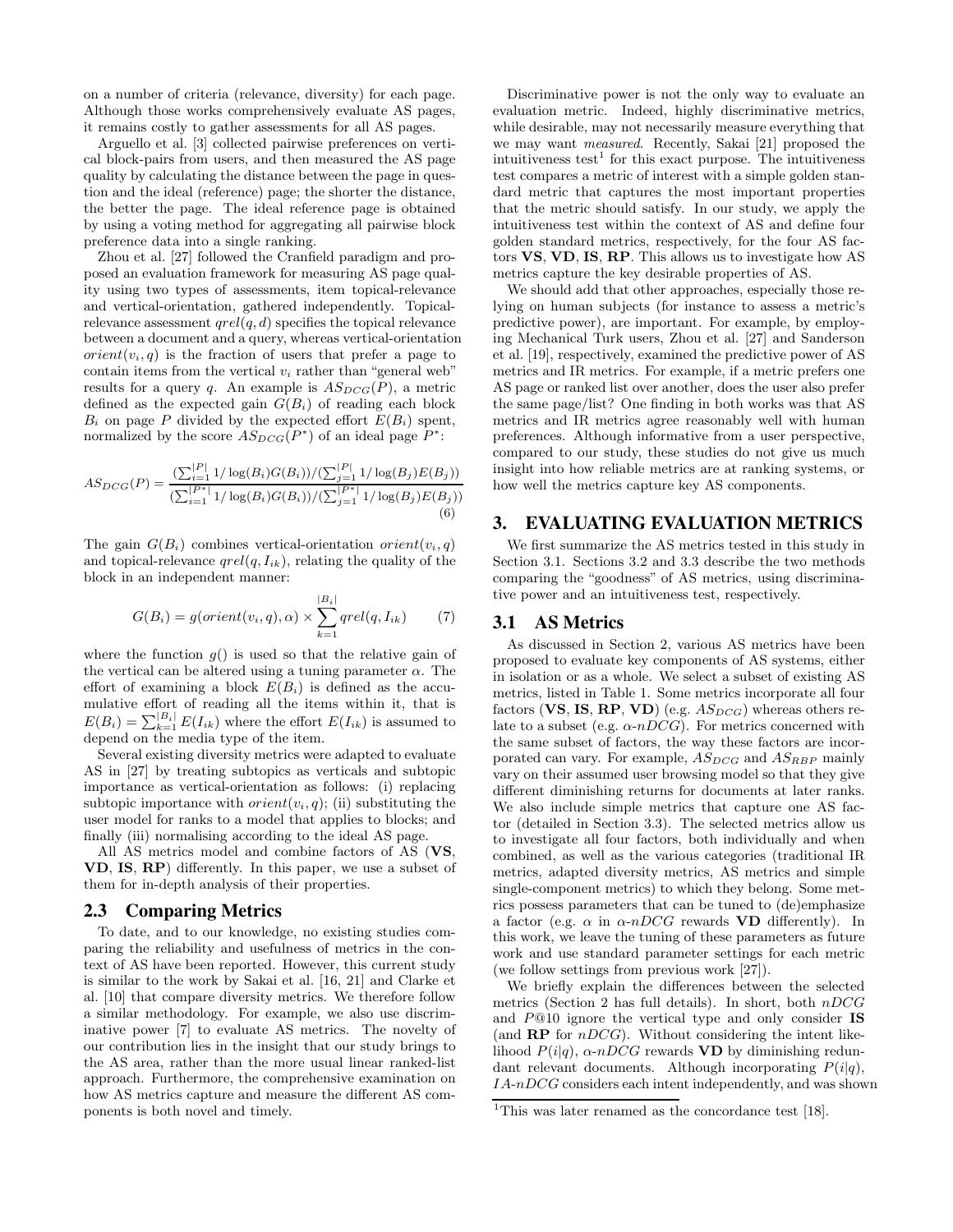on a number of criteria (relevance, diversity) for each page. Although those works comprehensively evaluate AS pages, it remains costly to gather assessments for all AS pages.

Arguello et al. [3] collected pairwise preferences on vertical block-pairs from users, and then measured the AS page quality by calculating the distance between the page in question and the ideal (reference) page; the shorter the distance, the better the page. The ideal reference page is obtained by using a voting method for aggregating all pairwise block preference data into a single ranking.

Zhou et al. [27] followed the Cranfield paradigm and proposed an evaluation framework for measuring AS page quality using two types of assessments, item topical-relevance and vertical-orientation, gathered independently. Topical-relevance assessment $qrel(q, d)$ specifies the topical relevance between a document and a query, whereas vertical-orientation $orient(v_i, q)$ is the fraction of users that prefer a page to contain items from the vertical $v_i$ rather than "general web" results for a query $q$. An example is $AS_{DCG}(P)$, a metric defined as the expected gain $G(B_i)$ of reading each block $B_i$ on page $P$ divided by the expected effort $E(B_i)$ spent, normalized by the score $AS_{DCG}(P^*)$ of an ideal page $P^*$:

$$AS_{DCG}(P) = \frac{(\sum_{i=1}^{|P|} 1/\log(B_i)G(B_i))/(\sum_{j=1}^{|P|} 1/\log(B_j)E(B_j))}{(\sum_{i=1}^{|P^*|} 1/\log(B_i)G(B_i))/(\sum_{j=1}^{|P^*|} 1/\log(B_j)E(B_j))} \tag{6}$$

The gain $G(B_i)$ combines vertical-orientation $orient(v_i, q)$ and topical-relevance $qrel(q, I_{ik})$, relating the quality of the block in an independent manner:

$$G(B_i) = g(orient(v_i, q), \alpha) \times \sum_{k=1}^{|B_i|} qrel(q, I_{ik}) \tag{7}$$

where the function $g()$ is used so that the relative gain of the vertical can be altered using a tuning parameter $\alpha$. The effort of examining a block $E(B_i)$ is defined as the accumulative effort of reading all the items within it, that is $E(B_i) = \sum_{k=1}^{|B_i|} E(I_{ik})$ where the effort $E(I_{ik})$ is assumed to depend on the media type of the item.

Several existing diversity metrics were adapted to evaluate AS in [27] by treating subtopics as verticals and subtopic importance as vertical-orientation as follows: (i) replacing subtopic importance with $orient(v_i, q)$; (ii) substituting the user model for ranks to a model that applies to blocks; and finally (iii) normalising according to the ideal AS page.

All AS metrics model and combine factors of AS (**VS**, **VD**, **IS**, **RP**) differently. In this paper, we use a subset of them for in-depth analysis of their properties.

## 2.3 Comparing Metrics

To date, and to our knowledge, no existing studies comparing the reliability and usefulness of metrics in the context of AS have been reported. However, this current study is similar to the work by Sakai et al. [16, 21] and Clarke et al. [10] that compare diversity metrics. We therefore follow a similar methodology. For example, we also use discriminative power [7] to evaluate AS metrics. The novelty of our contribution lies in the insight that our study brings to the AS area, rather than the more usual linear ranked-list approach. Furthermore, the comprehensive examination on how AS metrics capture and measure the different AS components is both novel and timely.

Discriminative power is not the only way to evaluate an evaluation metric. Indeed, highly discriminative metrics, while desirable, may not necessarily measure everything that we may want *measured*. Recently, Sakai [21] proposed the intuitiveness test[1] for this exact purpose. The intuitiveness test compares a metric of interest with a simple golden standard metric that captures the most important properties that the metric should satisfy. In our study, we apply the intuitiveness test within the context of AS and define four golden standard metrics, respectively, for the four AS factors **VS**, **VD**, **IS**, **RP**. This allows us to investigate how AS metrics capture the key desirable properties of AS.

We should add that other approaches, especially those relying on human subjects (for instance to assess a metric's predictive power), are important. For example, by employing Mechanical Turk users, Zhou et al. [27] and Sanderson et al. [19], respectively, examined the predictive power of AS metrics and IR metrics. For example, if a metric prefers one AS page or ranked list over another, does the user also prefer the same page/list? One finding in both works was that AS metrics and IR metrics agree reasonably well with human preferences. Although informative from a user perspective, compared to our study, these studies do not give us much insight into how reliable metrics are at ranking systems, or how well the metrics capture key AS components.

# 3. EVALUATING EVALUATION METRICS

We first summarize the AS metrics tested in this study in Section 3.1. Sections 3.2 and 3.3 describe the two methods comparing the "goodness" of AS metrics, using discriminative power and an intuitiveness test, respectively.

## 3.1 AS Metrics

As discussed in Section 2, various AS metrics have been proposed to evaluate key components of AS systems, either in isolation or as a whole. We select a subset of existing AS metrics, listed in Table 1. Some metrics incorporate all four factors (**VS**, **IS**, **RP**, **VD**) (e.g. $AS_{DCG}$) whereas others relate to a subset (e.g. $\alpha$-$nDCG$). For metrics concerned with the same subset of factors, the way these factors are incorporated can vary. For example, $AS_{DCG}$ and $AS_{RBP}$ mainly vary on their assumed user browsing model so that they give different diminishing returns for documents at later ranks. We also include simple metrics that capture one AS factor (detailed in Section 3.3). The selected metrics allow us to investigate all four factors, both individually and when combined, as well as the various categories (traditional IR metrics, adapted diversity metrics, AS metrics and simple single-component metrics) to which they belong. Some metrics possess parameters that can be tuned to (de)emphasize a factor (e.g. $\alpha$ in $\alpha$-$nDCG$ rewards **VD** differently). In this work, we leave the tuning of these parameters as future work and use standard parameter settings for each metric (we follow settings from previous work [27]).

We briefly explain the differences between the selected metrics (Section 2 has full details). In short, both $nDCG$ and $P@10$ ignore the vertical type and only consider **IS** (and **RP** for $nDCG$). Without considering the intent likelihood $P(i|q)$, $\alpha$-$nDCG$ rewards **VD** by diminishing redundant relevant documents. Although incorporating $P(i|q)$, $IA$-$nDCG$ considers each intent independently, and was shown

[1] This was later renamed as the concordance test [18].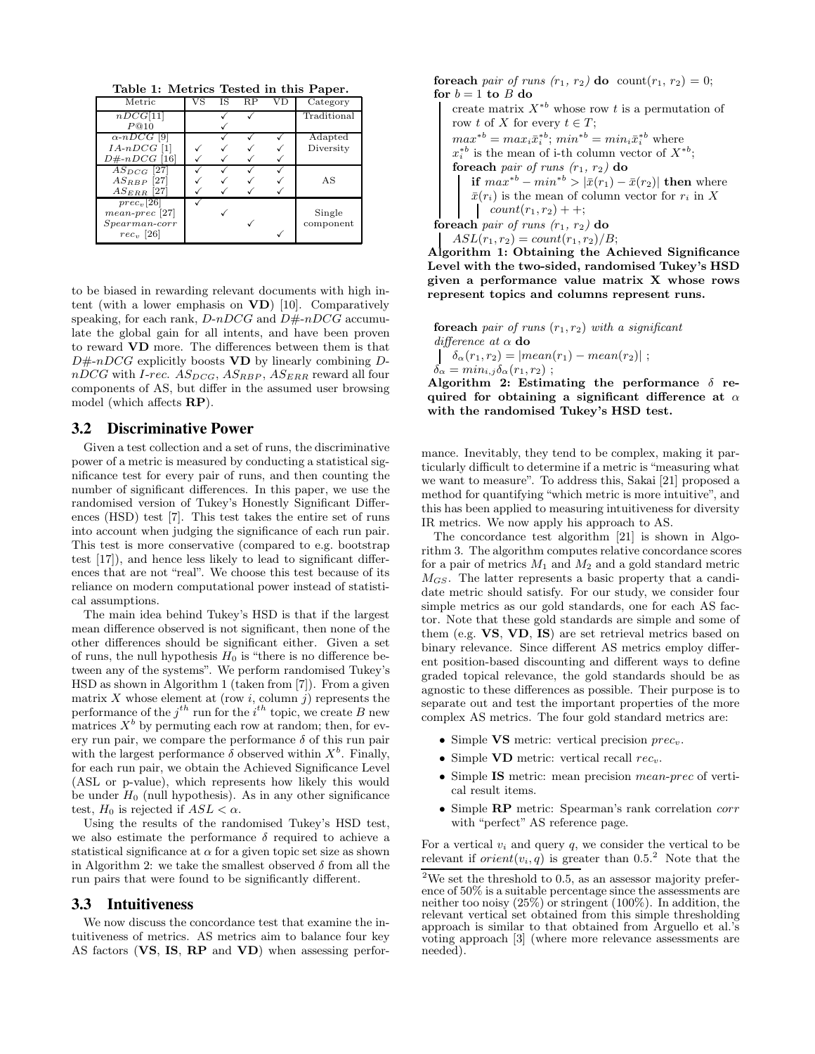**Table 1: Metrics Tested in this Paper.**

| Metric | VS | IS | RP | VD | Category |
|---|---|---|---|---|---|
| $nDCG$[11] | | ✓ | ✓ | | Traditional |
| $P@10$ | | ✓ | | | |
| $\alpha$-$nDCG$ [9] | | ✓ | ✓ | ✓ | Adapted Diversity |
| $IA$-$nDCG$ [1] | ✓ | ✓ | ✓ | ✓ | |
| $D\#$-$nDCG$ [16] | ✓ | ✓ | ✓ | ✓ | |
| $AS_{DCG}$ [27] | ✓ | ✓ | ✓ | ✓ | AS |
| $AS_{RBP}$ [27] | ✓ | ✓ | ✓ | ✓ | |
| $AS_{ERR}$ [27] | ✓ | ✓ | ✓ | ✓ | |
| $prec_v$[26] | ✓ | | | | Single component |
| $mean$-$prec$ [27] | | ✓ | | | |
| $Spearman$-$corr$ | | | ✓ | | |
| $rec_v$ [26] | | | | ✓ | |

to be biased in rewarding relevant documents with high intent (with a lower emphasis on **VD**) [10]. Comparatively speaking, for each rank, $D$-$nDCG$ and $D\#$-$nDCG$ accumulate the global gain for all intents, and have been proven to reward **VD** more. The differences between them is that $D\#$-$nDCG$ explicitly boosts **VD** by linearly combining $D$-$nDCG$ with $I$-$rec$. $AS_{DCG}$, $AS_{RBP}$, $AS_{ERR}$ reward all four components of AS, but differ in the assumed user browsing model (which affects **RP**).

## 3.2 Discriminative Power

Given a test collection and a set of runs, the discriminative power of a metric is measured by conducting a statistical significance test for every pair of runs, and then counting the number of significant differences. In this paper, we use the randomised version of Tukey's Honestly Significant Differences (HSD) test [7]. This test takes the entire set of runs into account when judging the significance of each run pair. This test is more conservative (compared to e.g. bootstrap test [17]), and hence less likely to lead to significant differences that are not "real". We choose this test because of its reliance on modern computational power instead of statistical assumptions.

The main idea behind Tukey's HSD is that if the largest mean difference observed is not significant, then none of the other differences should be significant either. Given a set of runs, the null hypothesis $H_0$ is "there is no difference between any of the systems". We perform randomised Tukey's HSD as shown in Algorithm 1 (taken from [7]). From a given matrix $X$ whose element at (row $i$, column $j$) represents the performance of the $j^{th}$ run for the $i^{th}$ topic, we create $B$ new matrices $X^b$ by permuting each row at random; then, for every run pair, we compare the performance $\delta$ of this run pair with the largest performance $\delta$ observed within $X^b$. Finally, for each run pair, we obtain the Achieved Significance Level (ASL or p-value), which represents how likely this would be under $H_0$ (null hypothesis). As in any other significance test, $H_0$ is rejected if $ASL < \alpha$.

Using the results of the randomised Tukey's HSD test, we also estimate the performance $\delta$ required to achieve a statistical significance at $\alpha$ for a given topic set size as shown in Algorithm 2: we take the smallest observed $\delta$ from all the run pairs that were found to be significantly different.

## 3.3 Intuitiveness

We now discuss the concordance test that examine the intuitiveness of metrics. AS metrics aim to balance four key AS factors (**VS**, **IS**, **RP** and **VD**) when assessing performance. Inevitably, they tend to be complex, making it particularly difficult to determine if a metric is "measuring what we want to measure". To address this, Sakai [21] proposed a method for quantifying "which metric is more intuitive", and this has been applied to measuring intuitiveness for diversity IR metrics. We now apply his approach to AS.

```
foreach pair of runs (r1, r2) do count(r1, r2) = 0;
for b = 1 to B do
    create matrix X*b whose row t is a permutation of
    row t of X for every t ∈ T;
    max*b = max_i x̄_i*b; min*b = min_i x̄_i*b where
    x_i*b is the mean of i-th column vector of X*b;
    foreach pair of runs (r1, r2) do
        if max*b − min*b > |x̄(r1) − x̄(r2)| then where
        x̄(ri) is the mean of column vector for ri in X
            count(r1, r2) + +;
foreach pair of runs (r1, r2) do
    ASL(r1, r2) = count(r1, r2)/B;
```

**Algorithm 1: Obtaining the Achieved Significance Level with the two-sided, randomised Tukey's HSD given a performance value matrix X whose rows represent topics and columns represent runs.**

```
foreach pair of runs (r1, r2) with a significant
difference at α do
    δ_α(r1, r2) = |mean(r1) − mean(r2)| ;
δ_α = min_{i,j} δ_α(r1, r2) ;
```

**Algorithm 2: Estimating the performance $\delta$ required for obtaining a significant difference at $\alpha$ with the randomised Tukey's HSD test.**

The concordance test algorithm [21] is shown in Algorithm 3. The algorithm computes relative concordance scores for a pair of metrics $M_1$ and $M_2$ and a gold standard metric $M_{GS}$. The latter represents a basic property that a candidate metric should satisfy. For our study, we consider four simple metrics as our gold standards, one for each AS factor. Note that these gold standards are simple and some of them (e.g. **VS**, **VD**, **IS**) are set retrieval metrics based on binary relevance. Since different AS metrics employ different position-based discounting and different ways to define graded topical relevance, the gold standards should be as agnostic to these differences as possible. Their purpose is to separate out and test the important properties of the more complex AS metrics. The four gold standard metrics are:

- Simple **VS** metric: vertical precision $prec_v$.
- Simple **VD** metric: vertical recall $rec_v$.
- Simple **IS** metric: mean precision $mean$-$prec$ of vertical result items.
- Simple **RP** metric: Spearman's rank correlation $corr$ with "perfect" AS reference page.

For a vertical $v_i$ and query $q$, we consider the vertical to be relevant if $orient(v_i, q)$ is greater than 0.5.[2] Note that the

[2]We set the threshold to 0.5, as an assessor majority preference of 50% is a suitable percentage since the assessments are neither too noisy (25%) or stringent (100%). In addition, the relevant vertical set obtained from this simple thresholding approach is similar to that obtained from Arguello et al.'s voting approach [3] (where more relevance assessments are needed).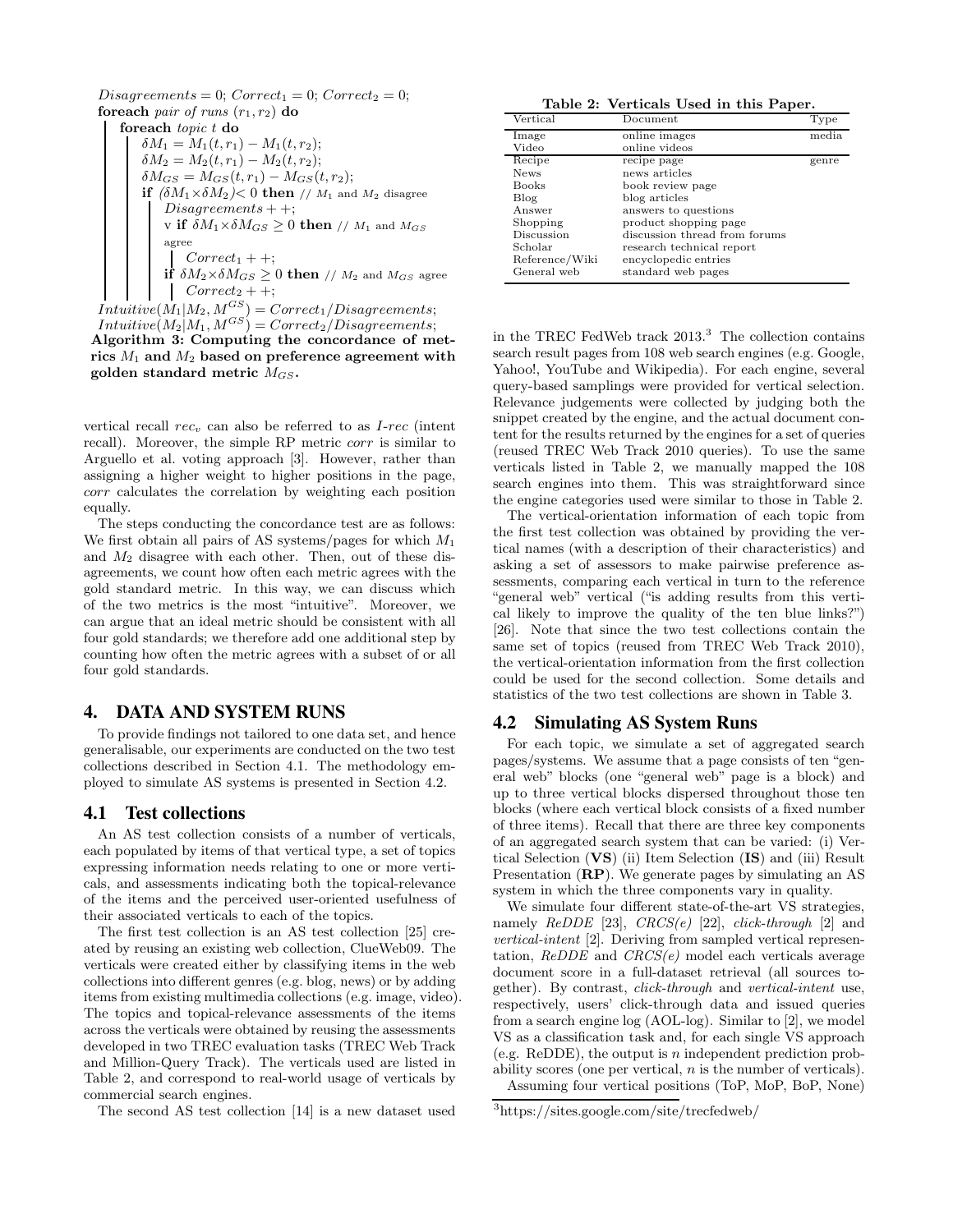$Disagreements = 0$; $Correct_1 = 0$; $Correct_2 = 0$;
**foreach** *pair of runs* $(r_1, r_2)$ **do**
  **foreach** *topic* $t$ **do**
    $\delta M_1 = M_1(t, r_1) - M_1(t, r_2)$;
    $\delta M_2 = M_2(t, r_1) - M_2(t, r_2)$;
    $\delta M_{GS} = M_{GS}(t, r_1) - M_{GS}(t, r_2)$;
    **if** $(\delta M_1 \times \delta M_2) < 0$ **then** // $M_1$ and $M_2$ disagree
      $Disagreements++$;
      v **if** $\delta M_1 \times \delta M_{GS} \geq 0$ **then** // $M_1$ and $M_{GS}$ agree
        $Correct_1++$;
      **if** $\delta M_2 \times \delta M_{GS} \geq 0$ **then** // $M_2$ and $M_{GS}$ agree
        $Correct_2++$;
$Intuitive(M_1|M_2, M^{GS}) = Correct_1/Disagreements$;
$Intuitive(M_2|M_1, M^{GS}) = Correct_2/Disagreements$;

**Algorithm 3: Computing the concordance of metrics $M_1$ and $M_2$ based on preference agreement with golden standard metric $M_{GS}$.**

vertical recall $rec_v$ can also be referred to as *I-rec* (intent recall). Moreover, the simple RP metric *corr* is similar to Arguello et al. voting approach [3]. However, rather than assigning a higher weight to higher positions in the page, *corr* calculates the correlation by weighting each position equally.

The steps conducting the concordance test are as follows: We first obtain all pairs of AS systems/pages for which $M_1$ and $M_2$ disagree with each other. Then, out of these disagreements, we count how often each metric agrees with the gold standard metric. In this way, we can discuss which of the two metrics is the most "intuitive". Moreover, we can argue that an ideal metric should be consistent with all four gold standards; we therefore add one additional step by counting how often the metric agrees with a subset of or all four gold standards.

## 4. DATA AND SYSTEM RUNS

To provide findings not tailored to one data set, and hence generalisable, our experiments are conducted on the two test collections described in Section 4.1. The methodology employed to simulate AS systems is presented in Section 4.2.

### 4.1 Test collections

An AS test collection consists of a number of verticals, each populated by items of that vertical type, a set of topics expressing information needs relating to one or more verticals, and assessments indicating both the topical-relevance of the items and the perceived user-oriented usefulness of their associated verticals to each of the topics.

The first test collection is an AS test collection [25] created by reusing an existing web collection, ClueWeb09. The verticals were created either by classifying items in the web collections into different genres (e.g. blog, news) or by adding items from existing multimedia collections (e.g. image, video). The topics and topical-relevance assessments of the items across the verticals were obtained by reusing the assessments developed in two TREC evaluation tasks (TREC Web Track and Million-Query Track). The verticals used are listed in Table 2, and correspond to real-world usage of verticals by commercial search engines.

The second AS test collection [14] is a new dataset used in the TREC FedWeb track 2013.[3] The collection contains search result pages from 108 web search engines (e.g. Google, Yahoo!, YouTube and Wikipedia). For each engine, several query-based samplings were provided for vertical selection. Relevance judgements were collected by judging both the snippet created by the engine, and the actual document content for the results returned by the engines for a set of queries (reused TREC Web Track 2010 queries). To use the same verticals listed in Table 2, we manually mapped the 108 search engines into them. This was straightforward since the engine categories used were similar to those in Table 2.

**Table 2: Verticals Used in this Paper.**

| Vertical | Document | Type |
|---|---|---|
| Image | online images | media |
| Video | online videos | |
| Recipe | recipe page | genre |
| News | news articles | |
| Books | book review page | |
| Blog | blog articles | |
| Answer | answers to questions | |
| Shopping | product shopping page | |
| Discussion | discussion thread from forums | |
| Scholar | research technical report | |
| Reference/Wiki | encyclopedic entries | |
| General web | standard web pages | |

The vertical-orientation information of each topic from the first test collection was obtained by providing the vertical names (with a description of their characteristics) and asking a set of assessors to make pairwise preference assessments, comparing each vertical in turn to the reference "general web" vertical ("is adding results from this vertical likely to improve the quality of the ten blue links?") [26]. Note that since the two test collections contain the same set of topics (reused from TREC Web Track 2010), the vertical-orientation information from the first collection could be used for the second collection. Some details and statistics of the two test collections are shown in Table 3.

### 4.2 Simulating AS System Runs

For each topic, we simulate a set of aggregated search pages/systems. We assume that a page consists of ten "general web" blocks (one "general web" page is a block) and up to three vertical blocks dispersed throughout those ten blocks (where each vertical block consists of a fixed number of three items). Recall that there are three key components of an aggregated search system that can be varied: (i) Vertical Selection (**VS**) (ii) Item Selection (**IS**) and (iii) Result Presentation (**RP**). We generate pages by simulating an AS system in which the three components vary in quality.

We simulate four different state-of-the-art VS strategies, namely *ReDDE* [23], *CRCS(e)* [22], *click-through* [2] and *vertical-intent* [2]. Deriving from sampled vertical representation, *ReDDE* and *CRCS(e)* model each verticals average document score in a full-dataset retrieval (all sources together). By contrast, *click-through* and *vertical-intent* use, respectively, users' click-through data and issued queries from a search engine log (AOL-log). Similar to [2], we model VS as a classification task and, for each single VS approach (e.g. ReDDE), the output is $n$ independent prediction probability scores (one per vertical, $n$ is the number of verticals).

Assuming four vertical positions (ToP, MoP, BoP, None)

[3] https://sites.google.com/site/trecfedweb/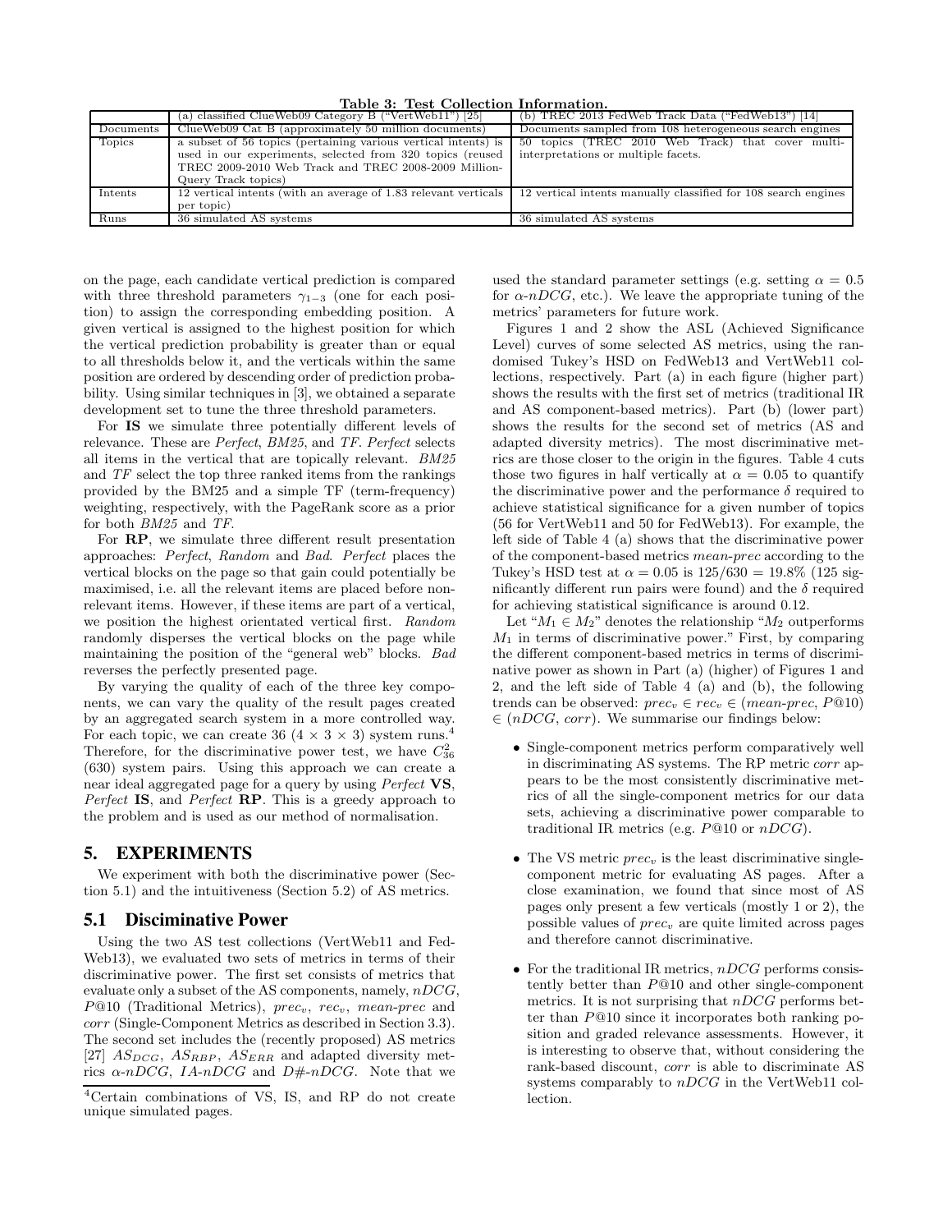**Table 3: Test Collection Information.**

| | (a) classified ClueWeb09 Category B ("VertWeb11") [25] | (b) TREC 2013 FedWeb Track Data ("FedWeb13") [14] |
|---|---|---|
| Documents | ClueWeb09 Cat B (approximately 50 million documents) | Documents sampled from 108 heterogeneous search engines |
| Topics | a subset of 56 topics (pertaining various vertical intents) is used in our experiments, selected from 320 topics (reused TREC 2009-2010 Web Track and TREC 2008-2009 Million-Query Track topics) | 50 topics (TREC 2010 Web Track) that cover multi-interpretations or multiple facets. |
| Intents | 12 vertical intents (with an average of 1.83 relevant verticals per topic) | 12 vertical intents manually classified for 108 search engines |
| Runs | 36 simulated AS systems | 36 simulated AS systems |

on the page, each candidate vertical prediction is compared with three threshold parameters $\gamma_{1-3}$ (one for each position) to assign the corresponding embedding position. A given vertical is assigned to the highest position for which the vertical prediction probability is greater than or equal to all thresholds below it, and the verticals within the same position are ordered by descending order of prediction probability. Using similar techniques in [3], we obtained a separate development set to tune the three threshold parameters.

For **IS** we simulate three potentially different levels of relevance. These are *Perfect*, *BM25*, and *TF*. *Perfect* selects all items in the vertical that are topically relevant. *BM25* and *TF* select the top three ranked items from the rankings provided by the BM25 and a simple TF (term-frequency) weighting, respectively, with the PageRank score as a prior for both *BM25* and *TF*.

For **RP**, we simulate three different result presentation approaches: *Perfect*, *Random* and *Bad*. *Perfect* places the vertical blocks on the page so that gain could potentially be maximised, i.e. all the relevant items are placed before non-relevant items. However, if these items are part of a vertical, we position the highest orientated vertical first. *Random* randomly disperses the vertical blocks on the page while maintaining the position of the "general web" blocks. *Bad* reverses the perfectly presented page.

By varying the quality of each of the three key components, we can vary the quality of the result pages created by an aggregated search system in a more controlled way. For each topic, we can create 36 ($4 \times 3 \times 3$) system runs.[4] Therefore, for the discriminative power test, we have $C_{36}^{2}$ (630) system pairs. Using this approach we can create a near ideal aggregated page for a query by using *Perfect* **VS**, *Perfect* **IS**, and *Perfect* **RP**. This is a greedy approach to the problem and is used as our method of normalisation.

## 5. EXPERIMENTS

We experiment with both the discriminative power (Section 5.1) and the intuitiveness (Section 5.2) of AS metrics.

### 5.1 Disciminative Power

Using the two AS test collections (VertWeb11 and FedWeb13), we evaluated two sets of metrics in terms of their discriminative power. The first set consists of metrics that evaluate only a subset of the AS components, namely, *nDCG*, *P*@10 (Traditional Metrics), $prec_v$, $rec_v$, *mean-prec* and *corr* (Single-Component Metrics as described in Section 3.3). The second set includes the (recently proposed) AS metrics [27] $AS_{DCG}$, $AS_{RBP}$, $AS_{ERR}$ and adapted diversity metrics $\alpha$-*nDCG*, *IA-nDCG* and *D#-nDCG*. Note that we used the standard parameter settings (e.g. setting $\alpha = 0.5$ for $\alpha$-*nDCG*, etc.). We leave the appropriate tuning of the metrics' parameters for future work.

Figures 1 and 2 show the ASL (Achieved Significance Level) curves of some selected AS metrics, using the randomised Tukey's HSD on FedWeb13 and VertWeb11 collections, respectively. Part (a) in each figure (higher part) shows the results with the first set of metrics (traditional IR and AS component-based metrics). Part (b) (lower part) shows the results for the second set of metrics (AS and adapted diversity metrics). The most discriminative metrics are those closer to the origin in the figures. Table 4 cuts those two figures in half vertically at $\alpha = 0.05$ to quantify the discriminative power and the performance $\delta$ required to achieve statistical significance for a given number of topics (56 for VertWeb11 and 50 for FedWeb13). For example, the left side of Table 4 (a) shows that the discriminative power of the component-based metrics *mean-prec* according to the Tukey's HSD test at $\alpha = 0.05$ is $125/630 = 19.8\%$ (125 significantly different run pairs were found) and the $\delta$ required for achieving statistical significance is around 0.12.

Let "$M_1 \in M_2$" denotes the relationship "$M_2$ outperforms $M_1$ in terms of discriminative power." First, by comparing the different component-based metrics in terms of discriminative power as shown in Part (a) (higher) of Figures 1 and 2, and the left side of Table 4 (a) and (b), the following trends can be observed: $prec_v \in rec_v \in$ (*mean-prec*, *P*@10) $\in$ (*nDCG*, *corr*). We summarise our findings below:

- Single-component metrics perform comparatively well in discriminating AS systems. The RP metric *corr* appears to be the most consistently discriminative metrics of all the single-component metrics for our data sets, achieving a discriminative power comparable to traditional IR metrics (e.g. *P*@10 or *nDCG*).
- The VS metric $prec_v$ is the least discriminative single-component metric for evaluating AS pages. After a close examination, we found that since most of AS pages only present a few verticals (mostly 1 or 2), the possible values of $prec_v$ are quite limited across pages and therefore cannot discriminative.
- For the traditional IR metrics, *nDCG* performs consistently better than *P*@10 and other single-component metrics. It is not surprising that *nDCG* performs better than *P*@10 since it incorporates both ranking position and graded relevance assessments. However, it is interesting to observe that, without considering the rank-based discount, *corr* is able to discriminate AS systems comparably to *nDCG* in the VertWeb11 collection.

[4]Certain combinations of VS, IS, and RP do not create unique simulated pages.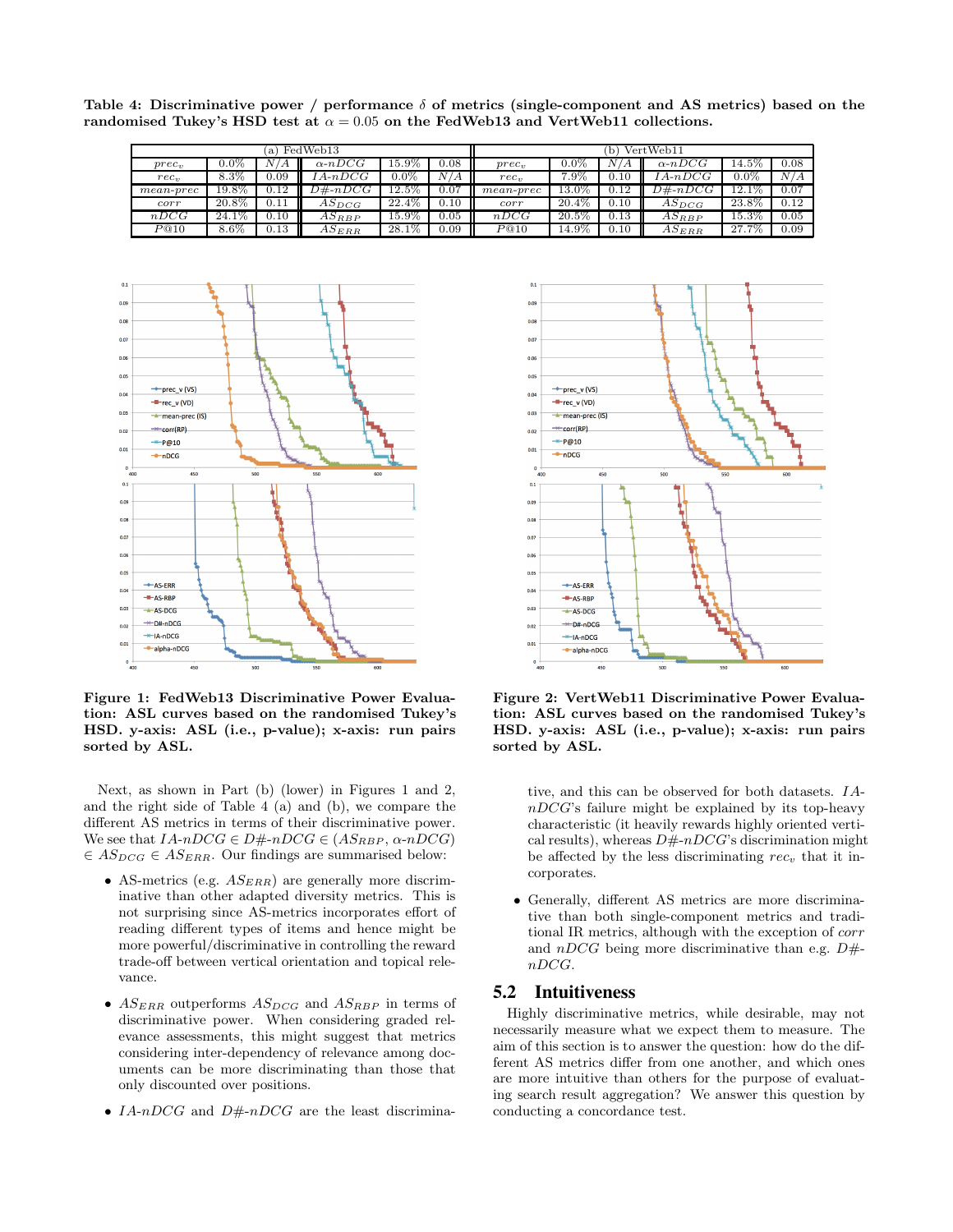**Table 4: Discriminative power / performance $\delta$ of metrics (single-component and AS metrics) based on the randomised Tukey's HSD test at $\alpha = 0.05$ on the FedWeb13 and VertWeb11 collections.**

| (a) FedWeb13 | | | | | | (b) VertWeb11 | | | | | |
|---|---|---|---|---|---|---|---|---|---|---|---|
| $prec_v$ | 0.0% | $N/A$ | $\alpha$-$nDCG$ | 15.9% | 0.08 | $prec_v$ | 0.0% | $N/A$ | $\alpha$-$nDCG$ | 14.5% | 0.08 |
| $rec_v$ | 8.3% | 0.09 | $IA$-$nDCG$ | 0.0% | $N/A$ | $rec_v$ | 7.9% | 0.10 | $IA$-$nDCG$ | 0.0% | $N/A$ |
| $mean$-$prec$ | 19.8% | 0.12 | $D\#$-$nDCG$ | 12.5% | 0.07 | $mean$-$prec$ | 13.0% | 0.12 | $D\#$-$nDCG$ | 12.1% | 0.07 |
| $corr$ | 20.8% | 0.11 | $AS_{DCG}$ | 22.4% | 0.10 | $corr$ | 20.4% | 0.10 | $AS_{DCG}$ | 23.8% | 0.12 |
| $nDCG$ | 24.1% | 0.10 | $AS_{RBP}$ | 15.9% | 0.05 | $nDCG$ | 20.5% | 0.13 | $AS_{RBP}$ | 15.3% | 0.05 |
| $P@10$ | 8.6% | 0.13 | $AS_{ERR}$ | 28.1% | 0.09 | $P@10$ | 14.9% | 0.10 | $AS_{ERR}$ | 27.7% | 0.09 |

**Figure 1: FedWeb13 Discriminative Power Evaluation: ASL curves based on the randomised Tukey's HSD. y-axis: ASL (i.e., p-value); x-axis: run pairs sorted by ASL.**

**Figure 2: VertWeb11 Discriminative Power Evaluation: ASL curves based on the randomised Tukey's HSD. y-axis: ASL (i.e., p-value); x-axis: run pairs sorted by ASL.**

Next, as shown in Part (b) (lower) in Figures 1 and 2, and the right side of Table 4 (a) and (b), we compare the different AS metrics in terms of their discriminative power. We see that $IA$-$nDCG \in D\#$-$nDCG \in (AS_{RBP}, \alpha$-$nDCG)$ $\in AS_{DCG} \in AS_{ERR}$. Our findings are summarised below:

- AS-metrics (e.g. $AS_{ERR}$) are generally more discriminative than other adapted diversity metrics. This is not surprising since AS-metrics incorporates effort of reading different types of items and hence might be more powerful/discriminative in controlling the reward trade-off between vertical orientation and topical relevance.
- $AS_{ERR}$ outperforms $AS_{DCG}$ and $AS_{RBP}$ in terms of discriminative power. When considering graded relevance assessments, this might suggest that metrics considering inter-dependency of relevance among documents can be more discriminating than those that only discounted over positions.
- $IA$-$nDCG$ and $D\#$-$nDCG$ are the least discriminative, and this can be observed for both datasets. $IA$-$nDCG$'s failure might be explained by its top-heavy characteristic (it heavily rewards highly oriented vertical results), whereas $D\#$-$nDCG$'s discrimination might be affected by the less discriminating $rec_v$ that it incorporates.
- Generally, different AS metrics are more discriminative than both single-component metrics and traditional IR metrics, although with the exception of $corr$ and $nDCG$ being more discriminative than e.g. $D\#$-$nDCG$.

## 5.2 Intuitiveness

Highly discriminative metrics, while desirable, may not necessarily measure what we expect them to measure. The aim of this section is to answer the question: how do the different AS metrics differ from one another, and which ones are more intuitive than others for the purpose of evaluating search result aggregation? We answer this question by conducting a concordance test.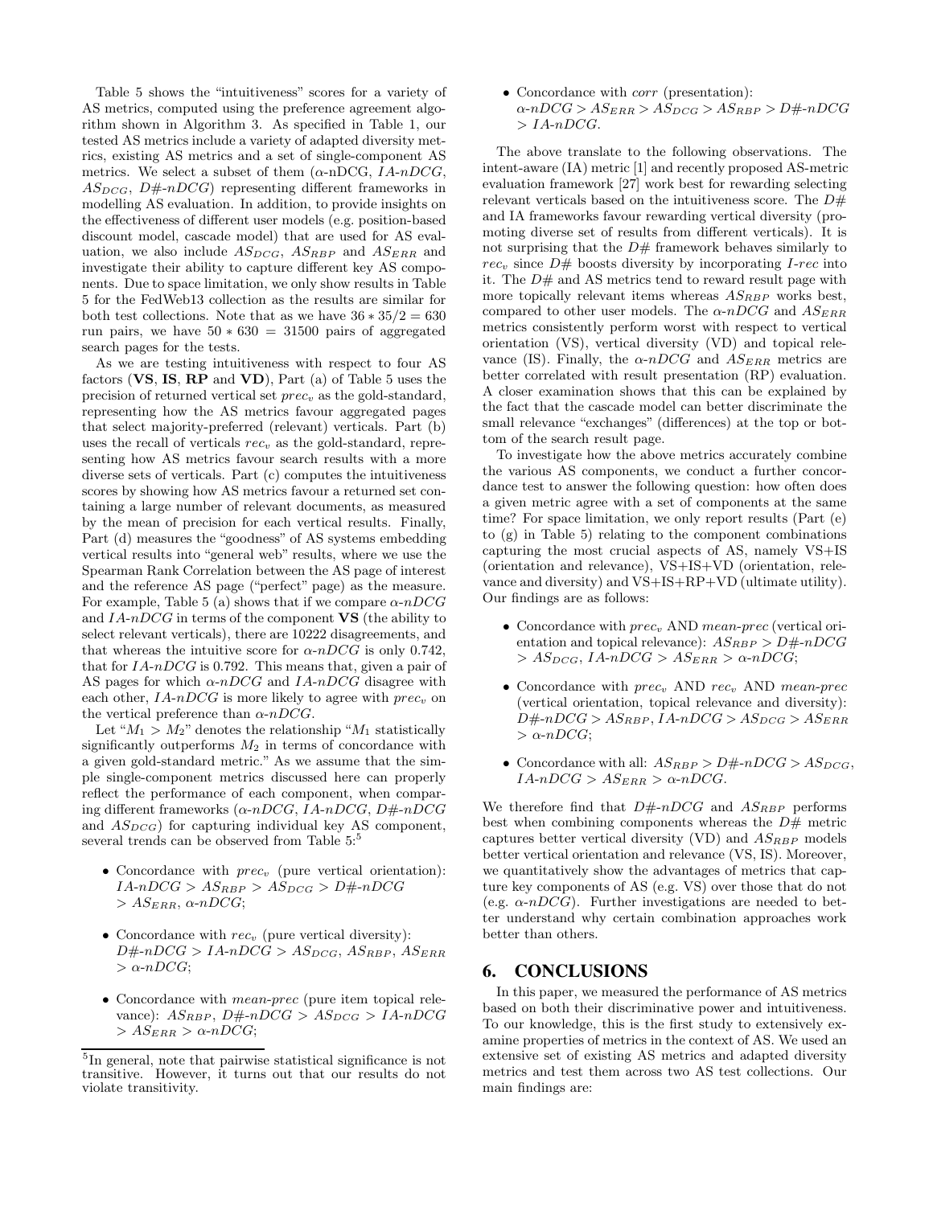Table 5 shows the "intuitiveness" scores for a variety of AS metrics, computed using the preference agreement algorithm shown in Algorithm 3. As specified in Table 1, our tested AS metrics include a variety of adapted diversity metrics, existing AS metrics and a set of single-component AS metrics. We select a subset of them ($\alpha$-nDCG, $IA$-$nDCG$, $AS_{DCG}$, $D\#$-$nDCG$) representing different frameworks in modelling AS evaluation. In addition, to provide insights on the effectiveness of different user models (e.g. position-based discount model, cascade model) that are used for AS evaluation, we also include $AS_{DCG}$, $AS_{RBP}$ and $AS_{ERR}$ and investigate their ability to capture different key AS components. Due to space limitation, we only show results in Table 5 for the FedWeb13 collection as the results are similar for both test collections. Note that as we have $36 * 35/2 = 630$ run pairs, we have $50 * 630 = 31500$ pairs of aggregated search pages for the tests.

As we are testing intuitiveness with respect to four AS factors (**VS**, **IS**, **RP** and **VD**), Part (a) of Table 5 uses the precision of returned vertical set $prec_v$ as the gold-standard, representing how the AS metrics favour aggregated pages that select majority-preferred (relevant) verticals. Part (b) uses the recall of verticals $rec_v$ as the gold-standard, representing how AS metrics favour search results with a more diverse sets of verticals. Part (c) computes the intuitiveness scores by showing how AS metrics favour a returned set containing a large number of relevant documents, as measured by the mean of precision for each vertical results. Finally, Part (d) measures the "goodness" of AS systems embedding vertical results into "general web" results, where we use the Spearman Rank Correlation between the AS page of interest and the reference AS page ("perfect" page) as the measure. For example, Table 5 (a) shows that if we compare $\alpha$-$nDCG$ and $IA$-$nDCG$ in terms of the component **VS** (the ability to select relevant verticals), there are 10222 disagreements, and that whereas the intuitive score for $\alpha$-$nDCG$ is only 0.742, that for $IA$-$nDCG$ is 0.792. This means that, given a pair of AS pages for which $\alpha$-$nDCG$ and $IA$-$nDCG$ disagree with each other, $IA$-$nDCG$ is more likely to agree with $prec_v$ on the vertical preference than $\alpha$-$nDCG$.

Let "$M_1 > M_2$" denotes the relationship "$M_1$ statistically significantly outperforms $M_2$ in terms of concordance with a given gold-standard metric." As we assume that the simple single-component metrics discussed here can properly reflect the performance of each component, when comparing different frameworks ($\alpha$-$nDCG$, $IA$-$nDCG$, $D\#$-$nDCG$ and $AS_{DCG}$) for capturing individual key AS component, several trends can be observed from Table 5:[5]

- Concordance with $prec_v$ (pure vertical orientation): $IA$-$nDCG$ $> AS_{RBP} > AS_{DCG} >$ $D\#$-$nDCG$ $> AS_{ERR}$, $\alpha$-$nDCG$;
- Concordance with $rec_v$ (pure vertical diversity): $D\#$-$nDCG$ $>$ $IA$-$nDCG$ $> AS_{DCG}$, $AS_{RBP}$, $AS_{ERR}$ $>$ $\alpha$-$nDCG$;
- Concordance with *mean-prec* (pure item topical relevance): $AS_{RBP}$, $D\#$-$nDCG$ $> AS_{DCG} >$ $IA$-$nDCG$ $> AS_{ERR} >$ $\alpha$-$nDCG$;
- Concordance with *corr* (presentation): $\alpha$-$nDCG$ $> AS_{ERR} > AS_{DCG} > AS_{RBP} >$ $D\#$-$nDCG$ $>$ $IA$-$nDCG$.

The above translate to the following observations. The intent-aware (IA) metric [1] and recently proposed AS-metric evaluation framework [27] work best for rewarding selecting relevant verticals based on the intuitiveness score. The $D\#$ and IA frameworks favour rewarding vertical diversity (promoting diverse set of results from different verticals). It is not surprising that the $D\#$ framework behaves similarly to $rec_v$ since $D\#$ boosts diversity by incorporating $I$-$rec$ into it. The $D\#$ and AS metrics tend to reward result page with more topically relevant items whereas $AS_{RBP}$ works best, compared to other user models. The $\alpha$-$nDCG$ and $AS_{ERR}$ metrics consistently perform worst with respect to vertical orientation (VS), vertical diversity (VD) and topical relevance (IS). Finally, the $\alpha$-$nDCG$ and $AS_{ERR}$ metrics are better correlated with result presentation (RP) evaluation. A closer examination shows that this can be explained by the fact that the cascade model can better discriminate the small relevance "exchanges" (differences) at the top or bottom of the search result page.

To investigate how the above metrics accurately combine the various AS components, we conduct a further concordance test to answer the following question: how often does a given metric agree with a set of components at the same time? For space limitation, we only report results (Part (e) to (g) in Table 5) relating to the component combinations capturing the most crucial aspects of AS, namely VS+IS (orientation and relevance), VS+IS+VD (orientation, relevance and diversity) and VS+IS+RP+VD (ultimate utility). Our findings are as follows:

- Concordance with $prec_v$ AND *mean-prec* (vertical orientation and topical relevance): $AS_{RBP} >$ $D\#$-$nDCG$ $> AS_{DCG}$, $IA$-$nDCG$ $> AS_{ERR} >$ $\alpha$-$nDCG$;
- Concordance with $prec_v$ AND $rec_v$ AND *mean-prec* (vertical orientation, topical relevance and diversity): $D\#$-$nDCG$ $> AS_{RBP}$, $IA$-$nDCG$ $> AS_{DCG} > AS_{ERR}$ $>$ $\alpha$-$nDCG$;
- Concordance with all: $AS_{RBP} >$ $D\#$-$nDCG$ $> AS_{DCG}$, $IA$-$nDCG$ $> AS_{ERR} >$ $\alpha$-$nDCG$.

We therefore find that $D\#$-$nDCG$ and $AS_{RBP}$ performs best when combining components whereas the $D\#$ metric captures better vertical diversity (VD) and $AS_{RBP}$ models better vertical orientation and relevance (VS, IS). Moreover, we quantitatively show the advantages of metrics that capture key components of AS (e.g. VS) over those that do not (e.g. $\alpha$-$nDCG$). Further investigations are needed to better understand why certain combination approaches work better than others.

## 6. CONCLUSIONS

In this paper, we measured the performance of AS metrics based on both their discriminative power and intuitiveness. To our knowledge, this is the first study to extensively examine properties of metrics in the context of AS. We used an extensive set of existing AS metrics and adapted diversity metrics and test them across two AS test collections. Our main findings are:

[5] In general, note that pairwise statistical significance is not transitive. However, it turns out that our results do not violate transitivity.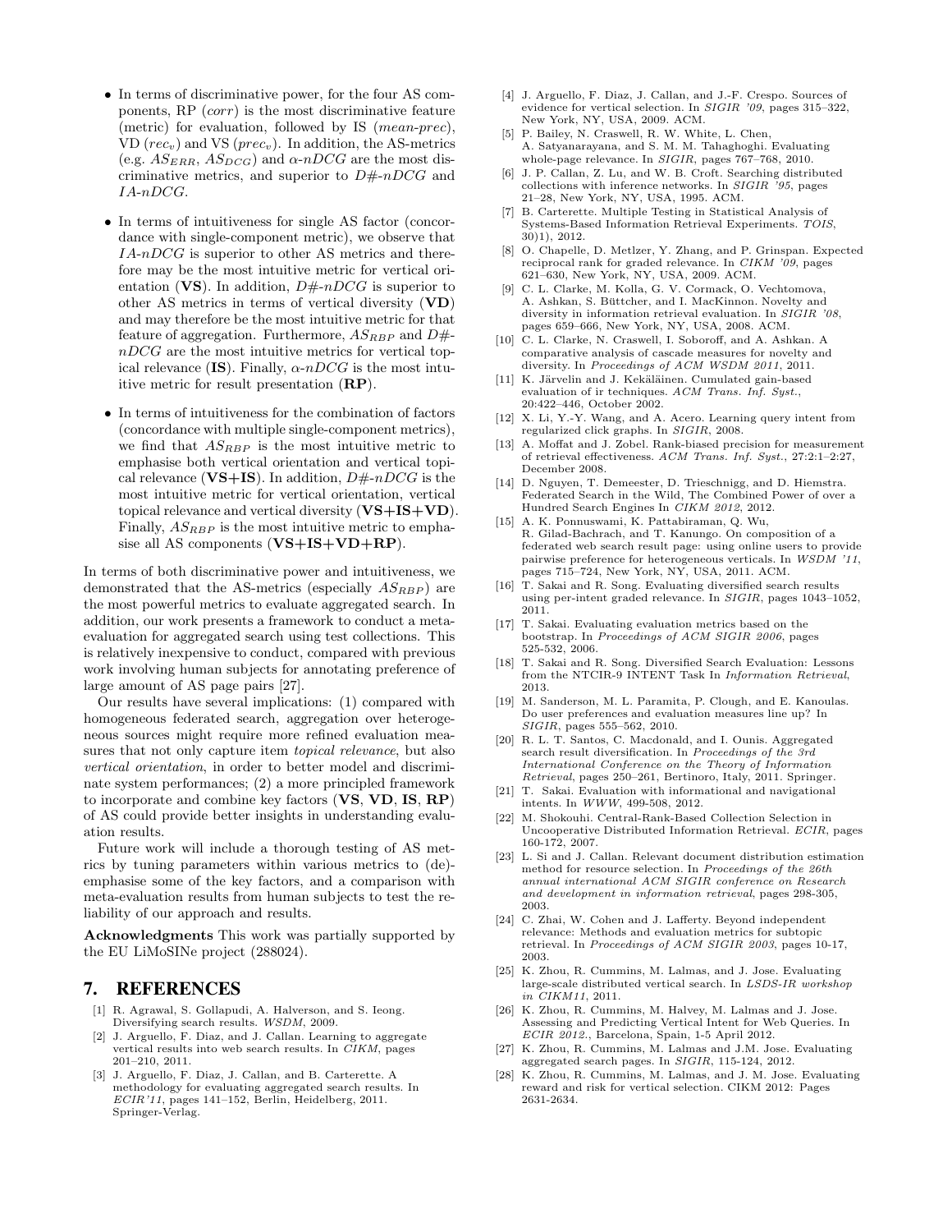- In terms of discriminative power, for the four AS components, RP (*corr*) is the most discriminative feature (metric) for evaluation, followed by IS (*mean-prec*), VD ($rec_v$) and VS ($prec_v$). In addition, the AS-metrics (e.g. $AS_{ERR}$, $AS_{DCG}$) and $\alpha$-*nDCG* are the most discriminative metrics, and superior to *D#-nDCG* and *IA-nDCG*.

- In terms of intuitiveness for single AS factor (concordance with single-component metric), we observe that *IA-nDCG* is superior to other AS metrics and therefore may be the most intuitive metric for vertical orientation (**VS**). In addition, *D#-nDCG* is superior to other AS metrics in terms of vertical diversity (**VD**) and may therefore be the most intuitive metric for that feature of aggregation. Furthermore, $AS_{RBP}$ and *D#-nDCG* are the most intuitive metrics for vertical topical relevance (**IS**). Finally, $\alpha$-*nDCG* is the most intuitive metric for result presentation (**RP**).

- In terms of intuitiveness for the combination of factors (concordance with multiple single-component metrics), we find that $AS_{RBP}$ is the most intuitive metric to emphasise both vertical orientation and vertical topical relevance (**VS+IS**). In addition, *D#-nDCG* is the most intuitive metric for vertical orientation, vertical topical relevance and vertical diversity (**VS+IS+VD**). Finally, $AS_{RBP}$ is the most intuitive metric to emphasise all AS components (**VS+IS+VD+RP**).

In terms of both discriminative power and intuitiveness, we demonstrated that the AS-metrics (especially $AS_{RBP}$) are the most powerful metrics to evaluate aggregated search. In addition, our work presents a framework to conduct a meta-evaluation for aggregated search using test collections. This is relatively inexpensive to conduct, compared with previous work involving human subjects for annotating preference of large amount of AS page pairs [27].

Our results have several implications: (1) compared with homogeneous federated search, aggregation over heterogeneous sources might require more refined evaluation measures that not only capture item *topical relevance*, but also *vertical orientation*, in order to better model and discriminate system performances; (2) a more principled framework to incorporate and combine key factors (**VS**, **VD**, **IS**, **RP**) of AS could provide better insights in understanding evaluation results.

Future work will include a thorough testing of AS metrics by tuning parameters within various metrics to (de)-emphasise some of the key factors, and a comparison with meta-evaluation results from human subjects to test the reliability of our approach and results.

**Acknowledgments** This work was partially supported by the EU LiMoSINe project (288024).

# 7. REFERENCES

[1] R. Agrawal, S. Gollapudi, A. Halverson, and S. Ieong. Diversifying search results. *WSDM*, 2009.

[2] J. Arguello, F. Diaz, and J. Callan. Learning to aggregate vertical results into web search results. In *CIKM*, pages 201–210, 2011.

[3] J. Arguello, F. Diaz, J. Callan, and B. Carterette. A methodology for evaluating aggregated search results. In *ECIR'11*, pages 141–152, Berlin, Heidelberg, 2011. Springer-Verlag.

[4] J. Arguello, F. Diaz, J. Callan, and J.-F. Crespo. Sources of evidence for vertical selection. In *SIGIR '09*, pages 315–322, New York, NY, USA, 2009. ACM.

[5] P. Bailey, N. Craswell, R. W. White, L. Chen, A. Satyanarayana, and S. M. M. Tahaghoghi. Evaluating whole-page relevance. In *SIGIR*, pages 767–768, 2010.

[6] J. P. Callan, Z. Lu, and W. B. Croft. Searching distributed collections with inference networks. In *SIGIR '95*, pages 21–28, New York, NY, USA, 1995. ACM.

[7] B. Carterette. Multiple Testing in Statistical Analysis of Systems-Based Information Retrieval Experiments. *TOIS*, 30)1), 2012.

[8] O. Chapelle, D. Metlzer, Y. Zhang, and P. Grinspan. Expected reciprocal rank for graded relevance. In *CIKM '09*, pages 621–630, New York, NY, USA, 2009. ACM.

[9] C. L. Clarke, M. Kolla, G. V. Cormack, O. Vechtomova, A. Ashkan, S. Büttcher, and I. MacKinnon. Novelty and diversity in information retrieval evaluation. In *SIGIR '08*, pages 659–666, New York, NY, USA, 2008. ACM.

[10] C. L. Clarke, N. Craswell, I. Soboroff, and A. Ashkan. A comparative analysis of cascade measures for novelty and diversity. In *Proceedings of ACM WSDM 2011*, 2011.

[11] K. Järvelin and J. Kekäläinen. Cumulated gain-based evaluation of ir techniques. *ACM Trans. Inf. Syst.*, 20:422–446, October 2002.

[12] X. Li, Y.-Y. Wang, and A. Acero. Learning query intent from regularized click graphs. In *SIGIR*, 2008.

[13] A. Moffat and J. Zobel. Rank-biased precision for measurement of retrieval effectiveness. *ACM Trans. Inf. Syst.*, 27:2:1–2:27, December 2008.

[14] D. Nguyen, T. Demeester, D. Trieschnigg, and D. Hiemstra. Federated Search in the Wild, The Combined Power of over a Hundred Search Engines In *CIKM 2012*, 2012.

[15] A. K. Ponnuswami, K. Pattabiraman, Q. Wu, R. Gilad-Bachrach, and T. Kanungo. On composition of a federated web search result page: using online users to provide pairwise preference for heterogeneous verticals. In *WSDM '11*, pages 715–724, New York, NY, USA, 2011. ACM.

[16] T. Sakai and R. Song. Evaluating diversified search results using per-intent graded relevance. In *SIGIR*, pages 1043–1052, 2011.

[17] T. Sakai. Evaluating evaluation metrics based on the bootstrap. In *Proceedings of ACM SIGIR 2006*, pages 525-532, 2006.

[18] T. Sakai and R. Song. Diversified Search Evaluation: Lessons from the NTCIR-9 INTENT Task In *Information Retrieval*, 2013.

[19] M. Sanderson, M. L. Paramita, P. Clough, and E. Kanoulas. Do user preferences and evaluation measures line up? In *SIGIR*, pages 555–562, 2010.

[20] R. L. T. Santos, C. Macdonald, and I. Ounis. Aggregated search result diversification. In *Proceedings of the 3rd International Conference on the Theory of Information Retrieval*, pages 250–261, Bertinoro, Italy, 2011. Springer.

[21] T. Sakai. Evaluation with informational and navigational intents. In *WWW*, 499-508, 2012.

[22] M. Shokouhi. Central-Rank-Based Collection Selection in Uncooperative Distributed Information Retrieval. *ECIR*, pages 160-172, 2007.

[23] L. Si and J. Callan. Relevant document distribution estimation method for resource selection. In *Proceedings of the 26th annual international ACM SIGIR conference on Research and development in information retrieval*, pages 298-305, 2003.

[24] C. Zhai, W. Cohen and J. Lafferty. Beyond independent relevance: Methods and evaluation metrics for subtopic retrieval. In *Proceedings of ACM SIGIR 2003*, pages 10-17, 2003.

[25] K. Zhou, R. Cummins, M. Lalmas, and J. Jose. Evaluating large-scale distributed vertical search. In *LSDS-IR workshop in CIKM11*, 2011.

[26] K. Zhou, R. Cummins, M. Halvey, M. Lalmas and J. Jose. Assessing and Predicting Vertical Intent for Web Queries. In *ECIR 2012.*, Barcelona, Spain, 1-5 April 2012.

[27] K. Zhou, R. Cummins, M. Lalmas and J.M. Jose. Evaluating aggregated search pages. In *SIGIR*, 115-124, 2012.

[28] K. Zhou, R. Cummins, M. Lalmas, and J. M. Jose. Evaluating reward and risk for vertical selection. CIKM 2012: Pages 2631-2634.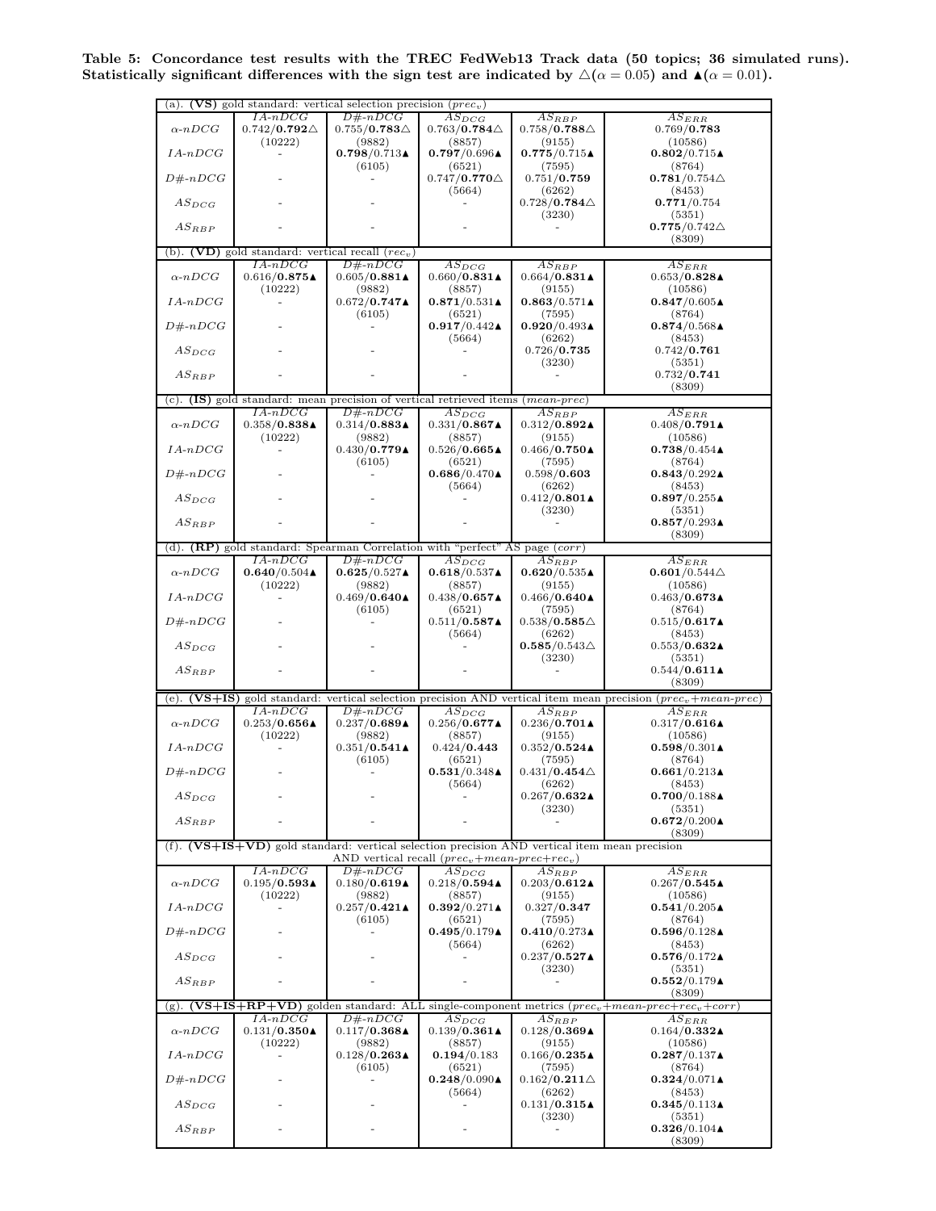**Table 5: Concordance test results with the TREC FedWeb13 Track data (50 topics; 36 simulated runs). Statistically significant differences with the sign test are indicated by △($\alpha = 0.05$) and ▲($\alpha = 0.01$).**

(a). **(VS)** gold standard: vertical selection precision ($prec_v$)

| | $IA$-$nDCG$ | $D\#$-$nDCG$ | $AS_{DCG}$ | $AS_{RBP}$ | $AS_{ERR}$ |
|---|---|---|---|---|---|
| $\alpha$-$nDCG$ | 0.742/**0.792**△ (10222) | 0.755/**0.783**△ (9882) | 0.763/**0.784**△ (8857) | 0.758/**0.788**△ (9155) | 0.769/**0.783** (10586) |
| $IA$-$nDCG$ | - | **0.798**/0.713▲ (6105) | **0.797**/0.696▲ (6521) | **0.775**/0.715▲ (7595) | **0.802**/0.715▲ (8764) |
| $D\#$-$nDCG$ | - | - | 0.747/**0.770**△ (5664) | 0.751/**0.759** (6262) | **0.781**/0.754△ (8453) |
| $AS_{DCG}$ | - | - | - | 0.728/**0.784**△ (3230) | **0.771**/0.754 (5351) |
| $AS_{RBP}$ | - | - | - | - | **0.775**/0.742△ (8309) |

(b). **(VD)** gold standard: vertical recall ($rec_v$)

| | $IA$-$nDCG$ | $D\#$-$nDCG$ | $AS_{DCG}$ | $AS_{RBP}$ | $AS_{ERR}$ |
|---|---|---|---|---|---|
| $\alpha$-$nDCG$ | 0.616/**0.875**▲ (10222) | 0.605/**0.881**▲ (9882) | 0.660/**0.831**▲ (8857) | 0.664/**0.831**▲ (9155) | 0.653/**0.828**▲ (10586) |
| $IA$-$nDCG$ | - | 0.672/**0.747**▲ (6105) | **0.871**/0.531▲ (6521) | **0.863**/0.571▲ (7595) | **0.847**/0.605▲ (8764) |
| $D\#$-$nDCG$ | - | - | **0.917**/0.442▲ (5664) | **0.920**/0.493▲ (6262) | **0.874**/0.568▲ (8453) |
| $AS_{DCG}$ | - | - | - | 0.726/**0.735** (3230) | 0.742/**0.761** (5351) |
| $AS_{RBP}$ | - | - | - | - | 0.732/**0.741** (8309) |

(c). **(IS)** gold standard: mean precision of vertical retrieved items ($mean$-$prec$)

| | $IA$-$nDCG$ | $D\#$-$nDCG$ | $AS_{DCG}$ | $AS_{RBP}$ | $AS_{ERR}$ |
|---|---|---|---|---|---|
| $\alpha$-$nDCG$ | 0.358/**0.838**▲ (10222) | 0.314/**0.883**▲ (9882) | 0.331/**0.867**▲ (8857) | 0.312/**0.892**▲ (9155) | 0.408/**0.791**▲ (10586) |
| $IA$-$nDCG$ | - | 0.430/**0.779**▲ (6105) | 0.526/**0.665**▲ (6521) | 0.466/**0.750**▲ (7595) | **0.738**/0.454▲ (8764) |
| $D\#$-$nDCG$ | - | - | **0.686**/0.470▲ (5664) | 0.598/**0.603** (6262) | **0.843**/0.292▲ (8453) |
| $AS_{DCG}$ | - | - | - | 0.412/**0.801**▲ (3230) | **0.897**/0.255▲ (5351) |
| $AS_{RBP}$ | - | - | - | - | **0.857**/0.293▲ (8309) |

(d). **(RP)** gold standard: Spearman Correlation with "perfect" AS page ($corr$)

| | $IA$-$nDCG$ | $D\#$-$nDCG$ | $AS_{DCG}$ | $AS_{RBP}$ | $AS_{ERR}$ |
|---|---|---|---|---|---|
| $\alpha$-$nDCG$ | **0.640**/0.504▲ (10222) | **0.625**/0.527▲ (9882) | **0.618**/0.537▲ (8857) | **0.620**/0.535▲ (9155) | **0.601**/0.544△ (10586) |
| $IA$-$nDCG$ | - | 0.469/**0.640**▲ (6105) | 0.438/**0.657**▲ (6521) | 0.466/**0.640**▲ (7595) | 0.463/**0.673**▲ (8764) |
| $D\#$-$nDCG$ | - | - | 0.511/**0.587**▲ (5664) | 0.538/**0.585**△ (6262) | 0.515/**0.617**▲ (8453) |
| $AS_{DCG}$ | - | - | - | **0.585**/0.543△ (3230) | 0.553/**0.632**▲ (5351) |
| $AS_{RBP}$ | - | - | - | - | 0.544/**0.611**▲ (8309) |

(e). **(VS+IS)** gold standard: vertical selection precision AND vertical item mean precision ($prec_v$+$mean$-$prec$)

| | $IA$-$nDCG$ | $D\#$-$nDCG$ | $AS_{DCG}$ | $AS_{RBP}$ | $AS_{ERR}$ |
|---|---|---|---|---|---|
| $\alpha$-$nDCG$ | 0.253/**0.656**▲ (10222) | 0.237/**0.689**▲ (9882) | 0.256/**0.677**▲ (8857) | 0.236/**0.701**▲ (9155) | 0.317/**0.616**▲ (10586) |
| $IA$-$nDCG$ | - | 0.351/**0.541**▲ (6105) | 0.424/**0.443** (6521) | 0.352/**0.524**▲ (7595) | **0.598**/0.301▲ (8764) |
| $D\#$-$nDCG$ | - | - | **0.531**/0.348▲ (5664) | 0.431/**0.454**△ (6262) | **0.661**/0.213▲ (8453) |
| $AS_{DCG}$ | - | - | - | 0.267/**0.632**▲ (3230) | **0.700**/0.188▲ (5351) |
| $AS_{RBP}$ | - | - | - | - | **0.672**/0.200▲ (8309) |

(f). **(VS+IS+VD)** gold standard: vertical selection precision AND vertical item mean precision AND vertical recall ($prec_v$+$mean$-$prec$+$rec_v$)

| | $IA$-$nDCG$ | $D\#$-$nDCG$ | $AS_{DCG}$ | $AS_{RBP}$ | $AS_{ERR}$ |
|---|---|---|---|---|---|
| $\alpha$-$nDCG$ | 0.195/**0.593**▲ (10222) | 0.180/**0.619**▲ (9882) | 0.218/**0.594**▲ (8857) | 0.203/**0.612**▲ (9155) | 0.267/**0.545**▲ (10586) |
| $IA$-$nDCG$ | - | 0.257/**0.421**▲ (6105) | **0.392**/0.271▲ (6521) | 0.327/**0.347** (7595) | **0.541**/0.205▲ (8764) |
| $D\#$-$nDCG$ | - | - | **0.495**/0.179▲ (5664) | **0.410**/0.273▲ (6262) | **0.596**/0.128▲ (8453) |
| $AS_{DCG}$ | - | - | - | 0.237/**0.527**▲ (3230) | **0.576**/0.172▲ (5351) |
| $AS_{RBP}$ | - | - | - | - | **0.552**/0.179▲ (8309) |

(g). **(VS+IS+RP+VD)** golden standard: ALL single-component metrics ($prec_v$+$mean$-$prec$+$rec_v$+$corr$)

| | $IA$-$nDCG$ | $D\#$-$nDCG$ | $AS_{DCG}$ | $AS_{RBP}$ | $AS_{ERR}$ |
|---|---|---|---|---|---|
| $\alpha$-$nDCG$ | 0.131/**0.350**▲ (10222) | 0.117/**0.368**▲ (9882) | 0.139/**0.361**▲ (8857) | 0.128/**0.369**▲ (9155) | 0.164/**0.332**▲ (10586) |
| $IA$-$nDCG$ | - | 0.128/**0.263**▲ (6105) | **0.194**/0.183 (6521) | 0.166/**0.235**▲ (7595) | **0.287**/0.137▲ (8764) |
| $D\#$-$nDCG$ | - | - | **0.248**/0.090▲ (5664) | 0.162/**0.211**△ (6262) | **0.324**/0.071▲ (8453) |
| $AS_{DCG}$ | - | - | - | 0.131/**0.315**▲ (3230) | **0.345**/0.113▲ (5351) |
| $AS_{RBP}$ | - | - | - | - | **0.326**/0.104▲ (8309) |